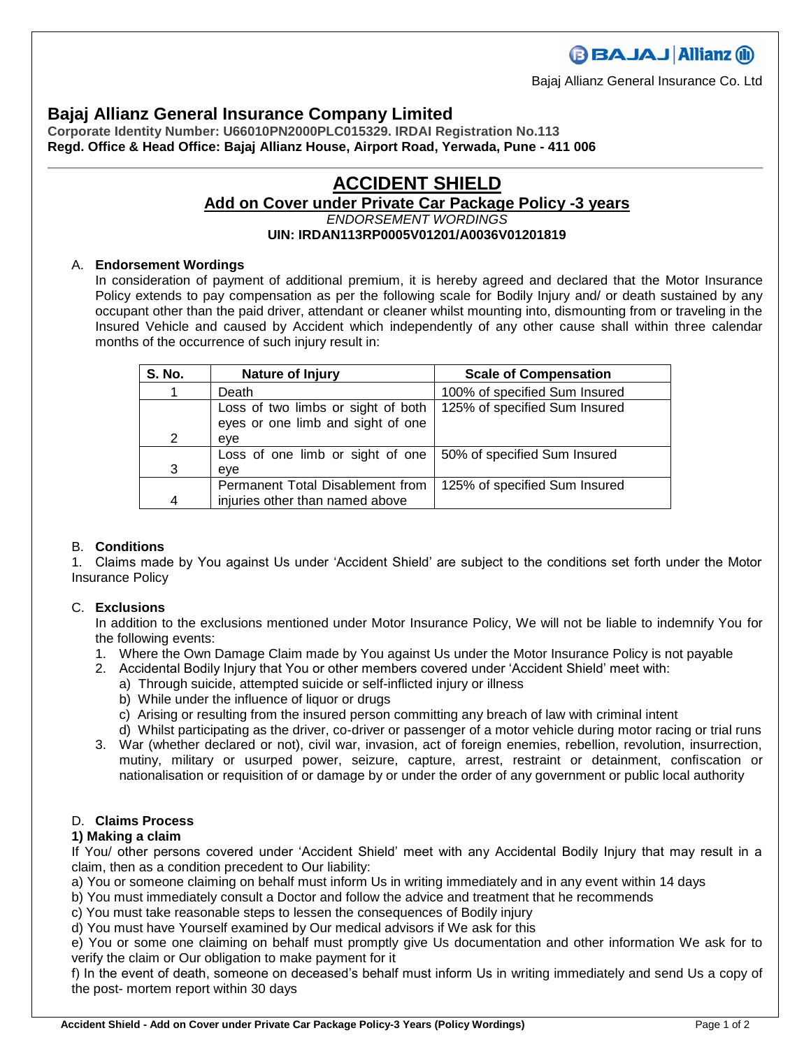Bajaj Allianz General Insurance Co. Ltd

## Bajaj Allianz General Insurance Company Limited

**Corporate Identity Number: U66010PN2000PLC015329. IRDAI Registration No.113**
**Regd. Office & Head Office: Bajaj Allianz House, Airport Road, Yerwada, Pune - 411 006**

# ACCIDENT SHIELD

## Add on Cover under Private Car Package Policy -3 years

*ENDORSEMENT WORDINGS*

**UIN: IRDAN113RP0005V01201/A0036V01201819**

A. **Endorsement Wordings**

In consideration of payment of additional premium, it is hereby agreed and declared that the Motor Insurance Policy extends to pay compensation as per the following scale for Bodily Injury and/ or death sustained by any occupant other than the paid driver, attendant or cleaner whilst mounting into, dismounting from or traveling in the Insured Vehicle and caused by Accident which independently of any other cause shall within three calendar months of the occurrence of such injury result in:

| S. No. | Nature of Injury | Scale of Compensation |
|---|---|---|
| 1 | Death | 100% of specified Sum Insured |
| 2 | Loss of two limbs or sight of both eyes or one limb and sight of one eye | 125% of specified Sum Insured |
| 3 | Loss of one limb or sight of one eye | 50% of specified Sum Insured |
| 4 | Permanent Total Disablement from injuries other than named above | 125% of specified Sum Insured |

B. **Conditions**

1. Claims made by You against Us under 'Accident Shield' are subject to the conditions set forth under the Motor Insurance Policy

C. **Exclusions**

In addition to the exclusions mentioned under Motor Insurance Policy, We will not be liable to indemnify You for the following events:

1. Where the Own Damage Claim made by You against Us under the Motor Insurance Policy is not payable
2. Accidental Bodily Injury that You or other members covered under 'Accident Shield' meet with:
   a) Through suicide, attempted suicide or self-inflicted injury or illness
   b) While under the influence of liquor or drugs
   c) Arising or resulting from the insured person committing any breach of law with criminal intent
   d) Whilst participating as the driver, co-driver or passenger of a motor vehicle during motor racing or trial runs
3. War (whether declared or not), civil war, invasion, act of foreign enemies, rebellion, revolution, insurrection, mutiny, military or usurped power, seizure, capture, arrest, restraint or detainment, confiscation or nationalisation or requisition of or damage by or under the order of any government or public local authority

D. **Claims Process**

**1) Making a claim**

If You/ other persons covered under 'Accident Shield' meet with any Accidental Bodily Injury that may result in a claim, then as a condition precedent to Our liability:

a) You or someone claiming on behalf must inform Us in writing immediately and in any event within 14 days

b) You must immediately consult a Doctor and follow the advice and treatment that he recommends

c) You must take reasonable steps to lessen the consequences of Bodily injury

d) You must have Yourself examined by Our medical advisors if We ask for this

e) You or some one claiming on behalf must promptly give Us documentation and other information We ask for to verify the claim or Our obligation to make payment for it

f) In the event of death, someone on deceased's behalf must inform Us in writing immediately and send Us a copy of the post- mortem report within 30 days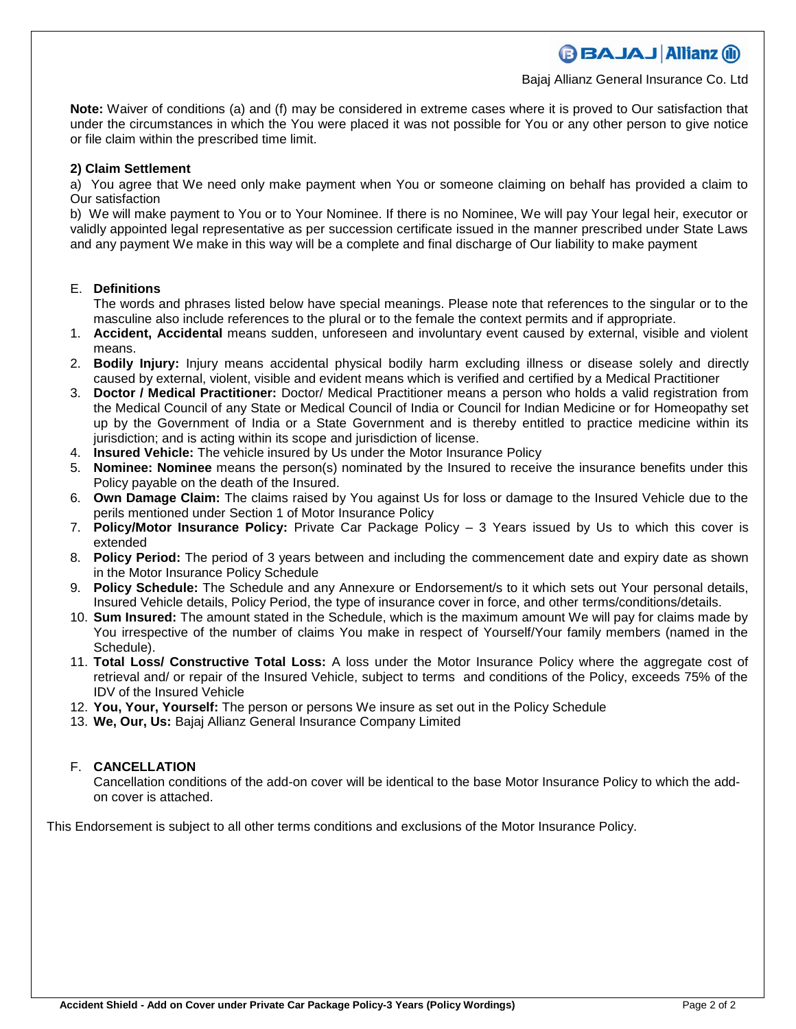**Note:** Waiver of conditions (a) and (f) may be considered in extreme cases where it is proved to Our satisfaction that under the circumstances in which the You were placed it was not possible for You or any other person to give notice or file claim within the prescribed time limit.

**2) Claim Settlement**

a) You agree that We need only make payment when You or someone claiming on behalf has provided a claim to Our satisfaction

b) We will make payment to You or to Your Nominee. If there is no Nominee, We will pay Your legal heir, executor or validly appointed legal representative as per succession certificate issued in the manner prescribed under State Laws and any payment We make in this way will be a complete and final discharge of Our liability to make payment

E. **Definitions**

The words and phrases listed below have special meanings. Please note that references to the singular or to the masculine also include references to the plural or to the female the context permits and if appropriate.

1. **Accident, Accidental** means sudden, unforeseen and involuntary event caused by external, visible and violent means.
2. **Bodily Injury:** Injury means accidental physical bodily harm excluding illness or disease solely and directly caused by external, violent, visible and evident means which is verified and certified by a Medical Practitioner
3. **Doctor / Medical Practitioner:** Doctor/ Medical Practitioner means a person who holds a valid registration from the Medical Council of any State or Medical Council of India or Council for Indian Medicine or for Homeopathy set up by the Government of India or a State Government and is thereby entitled to practice medicine within its jurisdiction; and is acting within its scope and jurisdiction of license.
4. **Insured Vehicle:** The vehicle insured by Us under the Motor Insurance Policy
5. **Nominee: Nominee** means the person(s) nominated by the Insured to receive the insurance benefits under this Policy payable on the death of the Insured.
6. **Own Damage Claim:** The claims raised by You against Us for loss or damage to the Insured Vehicle due to the perils mentioned under Section 1 of Motor Insurance Policy
7. **Policy/Motor Insurance Policy:** Private Car Package Policy – 3 Years issued by Us to which this cover is extended
8. **Policy Period:** The period of 3 years between and including the commencement date and expiry date as shown in the Motor Insurance Policy Schedule
9. **Policy Schedule:** The Schedule and any Annexure or Endorsement/s to it which sets out Your personal details, Insured Vehicle details, Policy Period, the type of insurance cover in force, and other terms/conditions/details.
10. **Sum Insured:** The amount stated in the Schedule, which is the maximum amount We will pay for claims made by You irrespective of the number of claims You make in respect of Yourself/Your family members (named in the Schedule).
11. **Total Loss/ Constructive Total Loss:** A loss under the Motor Insurance Policy where the aggregate cost of retrieval and/ or repair of the Insured Vehicle, subject to terms and conditions of the Policy, exceeds 75% of the IDV of the Insured Vehicle
12. **You, Your, Yourself:** The person or persons We insure as set out in the Policy Schedule
13. **We, Our, Us:** Bajaj Allianz General Insurance Company Limited

F. **CANCELLATION**

Cancellation conditions of the add-on cover will be identical to the base Motor Insurance Policy to which the add-on cover is attached.

This Endorsement is subject to all other terms conditions and exclusions of the Motor Insurance Policy.